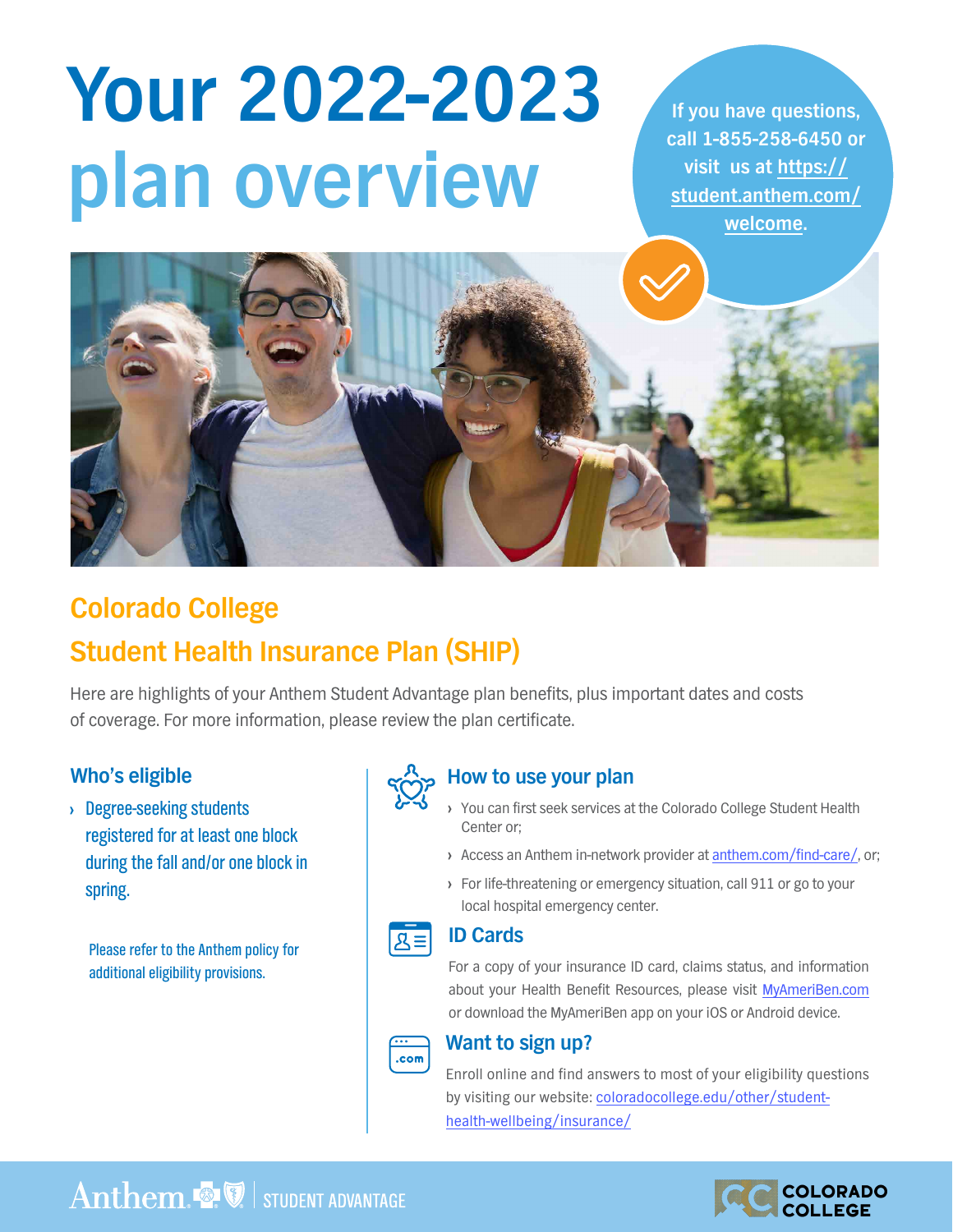# Your 2022-2023 plan overview

If you have questions, call 1-855-258-6450 or visit us at https://student.anthem.com/welcome.

## Colorado College Student Health Insurance Plan (SHIP)

Here are highlights of your Anthem Student Advantage plan benefits, plus important dates and costs of coverage. For more information, please review the plan certificate.

### Who's eligible

- Degree-seeking students registered for at least one block during the fall and/or one block in spring.

Please refer to the Anthem policy for additional eligibility provisions.

### How to use your plan

- You can first seek services at the Colorado College Student Health Center or;
- Access an Anthem in-network provider at anthem.com/find-care/, or;
- For life-threatening or emergency situation, call 911 or go to your local hospital emergency center.

### ID Cards

For a copy of your insurance ID card, claims status, and information about your Health Benefit Resources, please visit MyAmeriBen.com or download the MyAmeriBen app on your iOS or Android device.

### Want to sign up?

Enroll online and find answers to most of your eligibility questions by visiting our website: coloradocollege.edu/other/student-health-wellbeing/insurance/

Anthem | STUDENT ADVANTAGE

COLORADO COLLEGE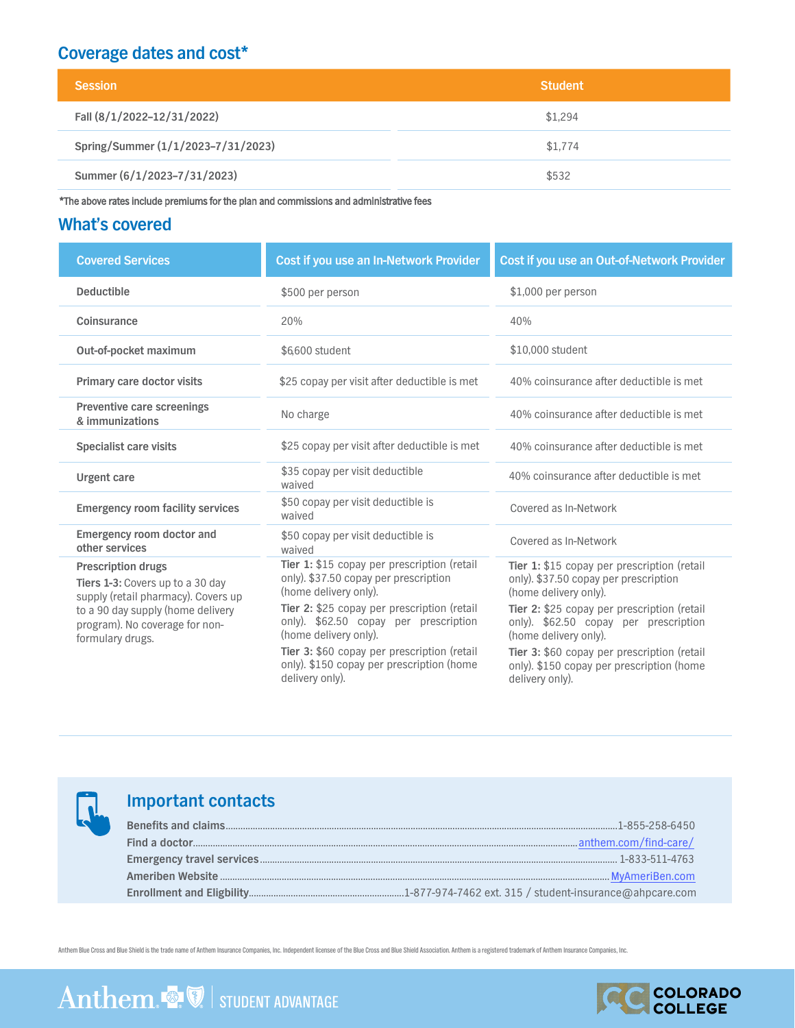## Coverage dates and cost*

| Session | Student |
| --- | --- |
| Fall (8/1/2022–12/31/2022) | $1,294 |
| Spring/Summer (1/1/2023–7/31/2023) | $1,774 |
| Summer (6/1/2023–7/31/2023) | $532 |

*The above rates include premiums for the plan and commissions and administrative fees

## What's covered

| Covered Services | Cost if you use an In-Network Provider | Cost if you use an Out-of-Network Provider |
| --- | --- | --- |
| Deductible | $500 per person | $1,000 per person |
| Coinsurance | 20% | 40% |
| Out-of-pocket maximum | $6,600 student | $10,000 student |
| Primary care doctor visits | $25 copay per visit after deductible is met | 40% coinsurance after deductible is met |
| Preventive care screenings & immunizations | No charge | 40% coinsurance after deductible is met |
| Specialist care visits | $25 copay per visit after deductible is met | 40% coinsurance after deductible is met |
| Urgent care | $35 copay per visit deductible waived | 40% coinsurance after deductible is met |
| Emergency room facility services | $50 copay per visit deductible is waived | Covered as In-Network |
| Emergency room doctor and other services | $50 copay per visit deductible is waived | Covered as In-Network |
| **Prescription drugs**<br>**Tiers 1-3:** Covers up to a 30 day supply (retail pharmacy). Covers up to a 90 day supply (home delivery program). No coverage for non-formulary drugs. | **Tier 1:** $15 copay per prescription (retail only). $37.50 copay per prescription (home delivery only).<br>**Tier 2:** $25 copay per prescription (retail only). $62.50 copay per prescription (home delivery only).<br>**Tier 3:** $60 copay per prescription (retail only). $150 copay per prescription (home delivery only). | **Tier 1:** $15 copay per prescription (retail only). $37.50 copay per prescription (home delivery only).<br>**Tier 2:** $25 copay per prescription (retail only). $62.50 copay per prescription (home delivery only).<br>**Tier 3:** $60 copay per prescription (retail only). $150 copay per prescription (home delivery only). |

## Important contacts

**Benefits and claims**...............1-855-258-6450

**Find a doctor**...............anthem.com/find-care/

**Emergency travel services**...............1-833-511-4763

**Ameriben Website**...............MyAmeriBen.com

**Enrollment and Eligbility**...............1-877-974-7462 ext. 315 / student-insurance@ahpcare.com

Anthem Blue Cross and Blue Shield is the trade name of Anthem Insurance Companies, Inc. Independent licensee of the Blue Cross and Blue Shield Association. Anthem is a registered trademark of Anthem Insurance Companies, Inc.

Anthem STUDENT ADVANTAGE

COLORADO COLLEGE